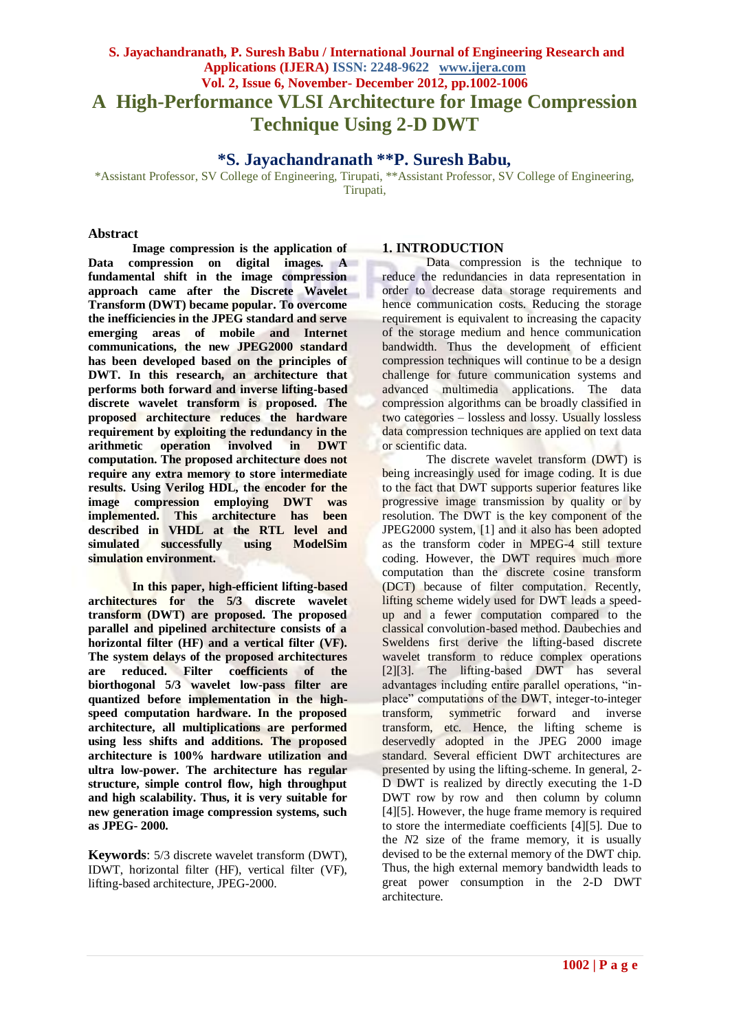# A High-Performance VLSI Architecture for Image Compression Technique Using 2-D DWT

**\*S. Jayachandranath \*\*P. Suresh Babu,**

\*Assistant Professor, SV College of Engineering, Tirupati, \*\*Assistant Professor, SV College of Engineering, Tirupati,

## Abstract

**Image compression is the application of Data compression on digital images. A fundamental shift in the image compression approach came after the Discrete Wavelet Transform (DWT) became popular. To overcome the inefficiencies in the JPEG standard and serve emerging areas of mobile and Internet communications, the new JPEG2000 standard has been developed based on the principles of DWT. In this research, an architecture that performs both forward and inverse lifting-based discrete wavelet transform is proposed. The proposed architecture reduces the hardware requirement by exploiting the redundancy in the arithmetic operation involved in DWT computation. The proposed architecture does not require any extra memory to store intermediate results. Using Verilog HDL, the encoder for the image compression employing DWT was implemented. This architecture has been described in VHDL at the RTL level and simulated successfully using ModelSim simulation environment.**

**In this paper, high-efficient lifting-based architectures for the 5/3 discrete wavelet transform (DWT) are proposed. The proposed parallel and pipelined architecture consists of a horizontal filter (HF) and a vertical filter (VF). The system delays of the proposed architectures are reduced. Filter coefficients of the biorthogonal 5/3 wavelet low-pass filter are quantized before implementation in the high-speed computation hardware. In the proposed architecture, all multiplications are performed using less shifts and additions. The proposed architecture is 100% hardware utilization and ultra low-power. The architecture has regular structure, simple control flow, high throughput and high scalability. Thus, it is very suitable for new generation image compression systems, such as JPEG- 2000.**

**Keywords**: 5/3 discrete wavelet transform (DWT), IDWT, horizontal filter (HF), vertical filter (VF), lifting-based architecture, JPEG-2000.

## 1. INTRODUCTION

Data compression is the technique to reduce the redundancies in data representation in order to decrease data storage requirements and hence communication costs. Reducing the storage requirement is equivalent to increasing the capacity of the storage medium and hence communication bandwidth. Thus the development of efficient compression techniques will continue to be a design challenge for future communication systems and advanced multimedia applications. The data compression algorithms can be broadly classified in two categories – lossless and lossy. Usually lossless data compression techniques are applied on text data or scientific data.

The discrete wavelet transform (DWT) is being increasingly used for image coding. It is due to the fact that DWT supports superior features like progressive image transmission by quality or by resolution. The DWT is the key component of the JPEG2000 system, [1] and it also has been adopted as the transform coder in MPEG-4 still texture coding. However, the DWT requires much more computation than the discrete cosine transform (DCT) because of filter computation. Recently, lifting scheme widely used for DWT leads a speed-up and a fewer computation compared to the classical convolution-based method. Daubechies and Sweldens first derive the lifting-based discrete wavelet transform to reduce complex operations [2][3]. The lifting-based DWT has several advantages including entire parallel operations, "in-place" computations of the DWT, integer-to-integer transform, symmetric forward and inverse transform, etc. Hence, the lifting scheme is deservedly adopted in the JPEG 2000 image standard. Several efficient DWT architectures are presented by using the lifting-scheme. In general, 2-D DWT is realized by directly executing the 1-D DWT row by row and then column by column [4][5]. However, the huge frame memory is required to store the intermediate coefficients [4][5]. Due to the *N*2 size of the frame memory, it is usually devised to be the external memory of the DWT chip. Thus, the high external memory bandwidth leads to great power consumption in the 2-D DWT architecture.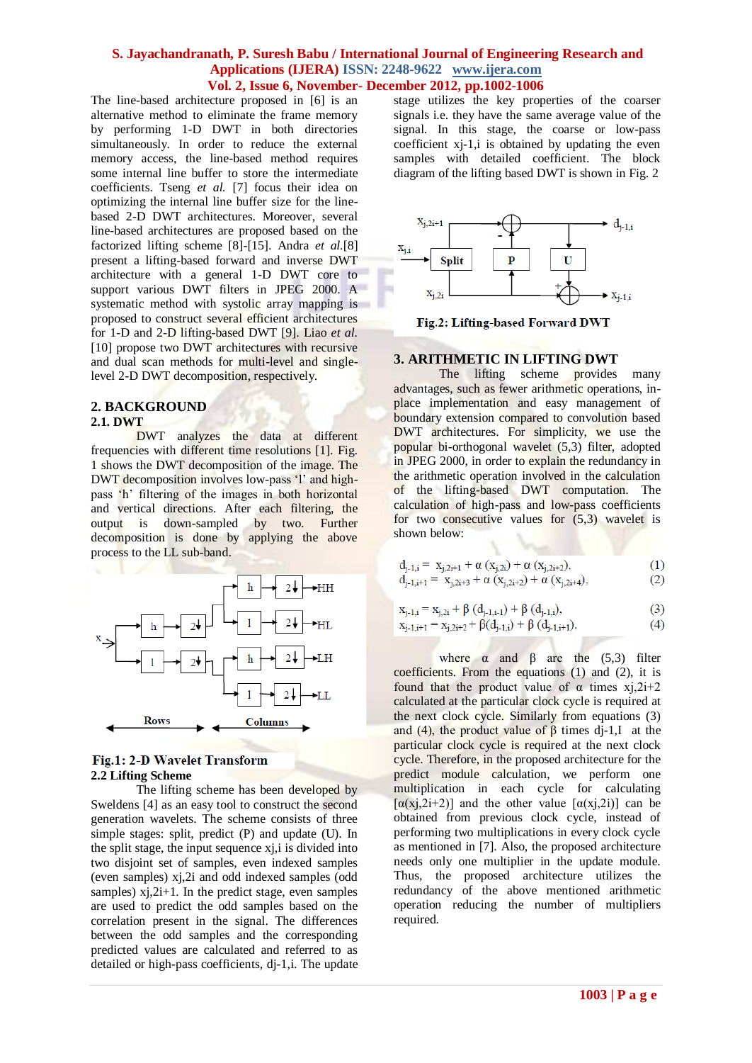The line-based architecture proposed in [6] is an alternative method to eliminate the frame memory by performing 1-D DWT in both directories simultaneously. In order to reduce the external memory access, the line-based method requires some internal line buffer to store the intermediate coefficients. Tseng *et al.* [7] focus their idea on optimizing the internal line buffer size for the line-based 2-D DWT architectures. Moreover, several line-based architectures are proposed based on the factorized lifting scheme [8]-[15]. Andra *et al.*[8] present a lifting-based forward and inverse DWT architecture with a general 1-D DWT core to support various DWT filters in JPEG 2000. A systematic method with systolic array mapping is proposed to construct several efficient architectures for 1-D and 2-D lifting-based DWT [9]. Liao *et al.* [10] propose two DWT architectures with recursive and dual scan methods for multi-level and single-level 2-D DWT decomposition, respectively.

## 2. BACKGROUND

### 2.1. DWT

DWT analyzes the data at different frequencies with different time resolutions [1]. Fig. 1 shows the DWT decomposition of the image. The DWT decomposition involves low-pass 'l' and high-pass 'h' filtering of the images in both horizontal and vertical directions. After each filtering, the output is down-sampled by two. Further decomposition is done by applying the above process to the LL sub-band.

**Fig.1: 2-D Wavelet Transform**

### 2.2 Lifting Scheme

The lifting scheme has been developed by Sweldens [4] as an easy tool to construct the second generation wavelets. The scheme consists of three simple stages: split, predict (P) and update (U). In the split stage, the input sequence $x_{j,i}$ is divided into two disjoint set of samples, even indexed samples (even samples) $x_{j,2i}$ and odd indexed samples (odd samples) $x_{j,2i+1}$. In the predict stage, even samples are used to predict the odd samples based on the correlation present in the signal. The differences between the odd samples and the corresponding predicted values are calculated and referred to as detailed or high-pass coefficients, $d_{j-1,i}$. The update stage utilizes the key properties of the coarser signals i.e. they have the same average value of the signal. In this stage, the coarse or low-pass coefficient $x_{j-1,i}$ is obtained by updating the even samples with detailed coefficient. The block diagram of the lifting based DWT is shown in Fig. 2

**Fig.2: Lifting-based Forward DWT**

## 3. ARITHMETIC IN LIFTING DWT

The lifting scheme provides many advantages, such as fewer arithmetic operations, in-place implementation and easy management of boundary extension compared to convolution based DWT architectures. For simplicity, we use the popular bi-orthogonal wavelet (5,3) filter, adopted in JPEG 2000, in order to explain the redundancy in the arithmetic operation involved in the calculation of the lifting-based DWT computation. The calculation of high-pass and low-pass coefficients for two consecutive values for (5,3) wavelet is shown below:

$$d_{j-1,i} = x_{j,2i+1} + \alpha\,(x_{j,2i}) + \alpha\,(x_{j,2i+2}), \quad (1)$$

$$d_{j-1,i+1} = x_{j,2i+3} + \alpha\,(x_{j,2i+2}) + \alpha\,(x_{j,2i+4}), \quad (2)$$

$$x_{j-1,i} = x_{j,2i} + \beta\,(d_{j-1,i-1}) + \beta\,(d_{j-1,i}), \quad (3)$$

$$x_{j-1,i+1} = x_{j,2i+2} + \beta(d_{j-1,i}) + \beta\,(d_{j-1,i+1}). \quad (4)$$

where $\alpha$ and $\beta$ are the (5,3) filter coefficients. From the equations (1) and (2), it is found that the product value of $\alpha$ times $x_{j,2i+2}$ calculated at the particular clock cycle is required at the next clock cycle. Similarly from equations (3) and (4), the product value of $\beta$ times $d_{j-1,i}$ at the particular clock cycle is required at the next clock cycle. Therefore, in the proposed architecture for the predict module calculation, we perform one multiplication in each cycle for calculating $[\alpha(x_{j,2i+2})]$ and the other value $[\alpha(x_{j,2i})]$ can be obtained from previous clock cycle, instead of performing two multiplications in every clock cycle as mentioned in [7]. Also, the proposed architecture needs only one multiplier in the update module. Thus, the proposed architecture utilizes the redundancy of the above mentioned arithmetic operation reducing the number of multipliers required.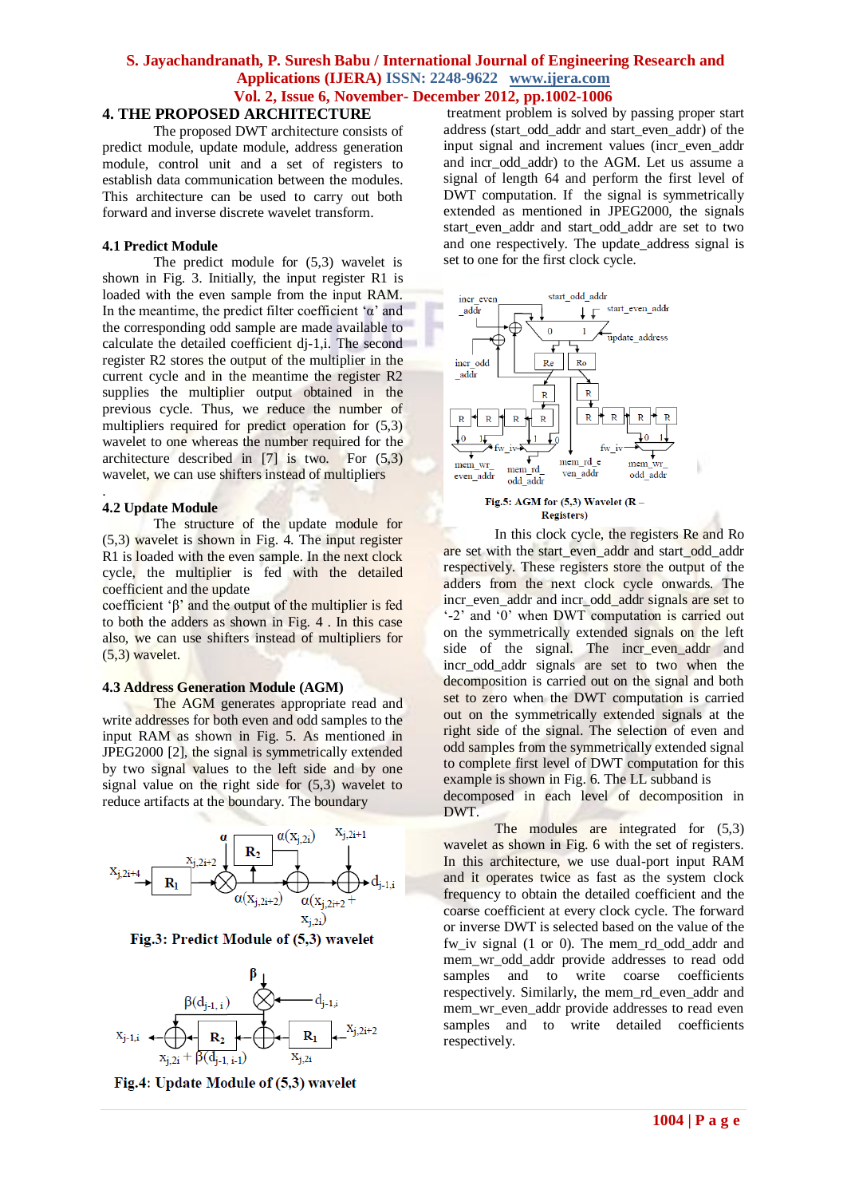## 4. THE PROPOSED ARCHITECTURE

The proposed DWT architecture consists of predict module, update module, address generation module, control unit and a set of registers to establish data communication between the modules. This architecture can be used to carry out both forward and inverse discrete wavelet transform.

### 4.1 Predict Module

The predict module for (5,3) wavelet is shown in Fig. 3. Initially, the input register R1 is loaded with the even sample from the input RAM. In the meantime, the predict filter coefficient 'α' and the corresponding odd sample are made available to calculate the detailed coefficient dj-1,i. The second register R2 stores the output of the multiplier in the current cycle and in the meantime the register R2 supplies the multiplier output obtained in the previous cycle. Thus, we reduce the number of multipliers required for predict operation for (5,3) wavelet to one whereas the number required for the architecture described in [7] is two. For (5,3) wavelet, we can use shifters instead of multipliers

.

### 4.2 Update Module

The structure of the update module for (5,3) wavelet is shown in Fig. 4. The input register R1 is loaded with the even sample. In the next clock cycle, the multiplier is fed with the detailed coefficient and the update

coefficient 'β' and the output of the multiplier is fed to both the adders as shown in Fig. 4 . In this case also, we can use shifters instead of multipliers for (5,3) wavelet.

### 4.3 Address Generation Module (AGM)

The AGM generates appropriate read and write addresses for both even and odd samples to the input RAM as shown in Fig. 5. As mentioned in JPEG2000 [2], the signal is symmetrically extended by two signal values to the left side and by one signal value on the right side for (5,3) wavelet to reduce artifacts at the boundary. The boundary

**Fig.3: Predict Module of (5,3) wavelet**

**Fig.4: Update Module of (5,3) wavelet**

treatment problem is solved by passing proper start address (start_odd_addr and start_even_addr) of the input signal and increment values (incr_even_addr and incr_odd_addr) to the AGM. Let us assume a signal of length 64 and perform the first level of DWT computation. If the signal is symmetrically extended as mentioned in JPEG2000, the signals start_even_addr and start_odd_addr are set to two and one respectively. The update_address signal is set to one for the first clock cycle.

**Fig.5: AGM for (5,3) Wavelet (R – Registers)**

In this clock cycle, the registers Re and Ro are set with the start_even_addr and start_odd_addr respectively. These registers store the output of the adders from the next clock cycle onwards. The incr_even_addr and incr_odd_addr signals are set to '-2' and '0' when DWT computation is carried out on the symmetrically extended signals on the left side of the signal. The incr_even_addr and incr_odd_addr signals are set to two when the decomposition is carried out on the signal and both set to zero when the DWT computation is carried out on the symmetrically extended signals at the right side of the signal. The selection of even and odd samples from the symmetrically extended signal to complete first level of DWT computation for this example is shown in Fig. 6. The LL subband is decomposed in each level of decomposition in DWT.

The modules are integrated for (5,3) wavelet as shown in Fig. 6 with the set of registers. In this architecture, we use dual-port input RAM and it operates twice as fast as the system clock frequency to obtain the detailed coefficient and the coarse coefficient at every clock cycle. The forward or inverse DWT is selected based on the value of the fw_iv signal (1 or 0). The mem_rd_odd_addr and mem_wr_odd_addr provide addresses to read odd samples and to write coarse coefficients respectively. Similarly, the mem_rd_even_addr and mem_wr_even_addr provide addresses to read even samples and to write detailed coefficients respectively.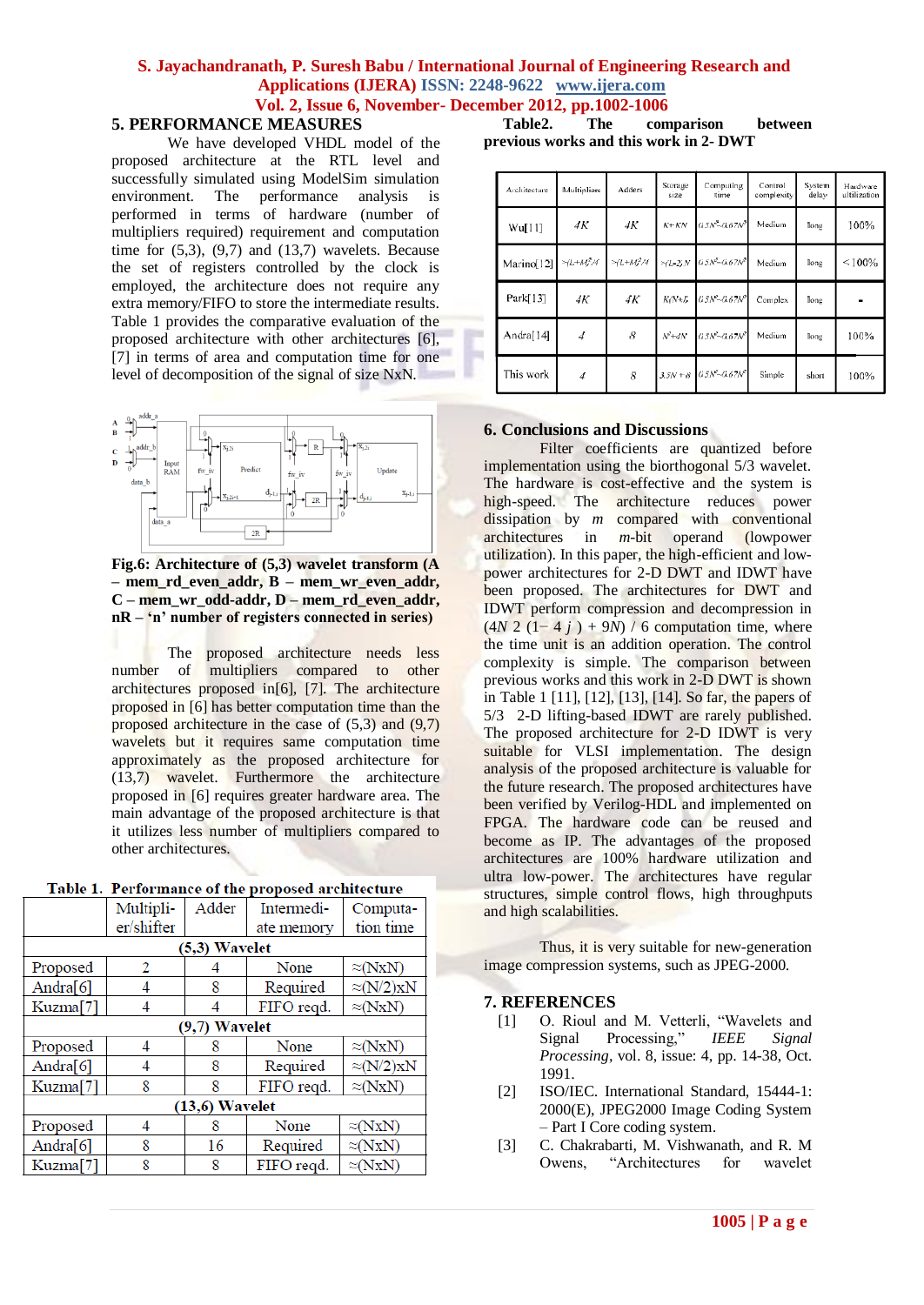## 5. PERFORMANCE MEASURES

We have developed VHDL model of the proposed architecture at the RTL level and successfully simulated using ModelSim simulation environment. The performance analysis is performed in terms of hardware (number of multipliers required) requirement and computation time for (5,3), (9,7) and (13,7) wavelets. Because the set of registers controlled by the clock is employed, the architecture does not require any extra memory/FIFO to store the intermediate results. Table 1 provides the comparative evaluation of the proposed architecture with other architectures [6], [7] in terms of area and computation time for one level of decomposition of the signal of size NxN.

**Fig.6: Architecture of (5,3) wavelet transform (A – mem_rd_even_addr, B – mem_wr_even_addr, C – mem_wr_odd-addr, D – mem_rd_even_addr, nR – 'n' number of registers connected in series)**

The proposed architecture needs less number of multipliers compared to other architectures proposed in[6], [7]. The architecture proposed in [6] has better computation time than the proposed architecture in the case of (5,3) and (9,7) wavelets but it requires same computation time approximately as the proposed architecture for (13,7) wavelet. Furthermore the architecture proposed in [6] requires greater hardware area. The main advantage of the proposed architecture is that it utilizes less number of multipliers compared to other architectures.

**Table 1. Performance of the proposed architecture**

| | Multiplier/shifter | Adder | Intermediate memory | Computation time |
|---|---|---|---|---|
| **(5,3) Wavelet** | | | | |
| Proposed | 2 | 4 | None | ≈(NxN) |
| Andra[6] | 4 | 8 | Required | ≈(N/2)xN |
| Kuzma[7] | 4 | 4 | FIFO reqd. | ≈(NxN) |
| **(9,7) Wavelet** | | | | |
| Proposed | 4 | 8 | None | ≈(NxN) |
| Andra[6] | 4 | 8 | Required | ≈(N/2)xN |
| Kuzma[7] | 8 | 8 | FIFO reqd. | ≈(NxN) |
| **(13,6) Wavelet** | | | | |
| Proposed | 4 | 8 | None | ≈(NxN) |
| Andra[6] | 8 | 16 | Required | ≈(NxN) |
| Kuzma[7] | 8 | 8 | FIFO reqd. | ≈(NxN) |

**Table2. The comparison between previous works and this work in 2- DWT**

| Architecture | Multipliers | Adders | Storage size | Computing time | Control complexity | System delay | Hardware utilization |
|---|---|---|---|---|---|---|---|
| Wu[11] | 4K | 4K | $K+KN$ | $0.5N^2-0.67N^2$ | Medium | long | 100% |
| Marino[12] | $\sim(L+M)^2/4$ | $\sim(L+M)^2/4$ | $\sim(L-2)N$ | $0.5N^2-0.67N^2$ | Medium | long | < 100% |
| Park[13] | 4K | 4K | $K(N+L)$ | $0.5N^2-0.67N^2$ | Complex | long | - |
| Andra[14] | 4 | 8 | $N^2+4N$ | $0.5N^2-0.67N^2$ | Medium | long | 100% |
| This work | 4 | 8 | $3.5N+8$ | $0.5N^2-0.67N^2$ | Simple | short | 100% |

## 6. Conclusions and Discussions

Filter coefficients are quantized before implementation using the biorthogonal 5/3 wavelet. The hardware is cost-effective and the system is high-speed. The architecture reduces power dissipation by *m* compared with conventional architectures in *m*-bit operand (lowpower utilization). In this paper, the high-efficient and low-power architectures for 2-D DWT and IDWT have been proposed. The architectures for DWT and IDWT perform compression and decompression in $(4N\ 2\ (1-4\ j\ )+9N)\ /\ 6$ computation time, where the time unit is an addition operation. The control complexity is simple. The comparison between previous works and this work in 2-D DWT is shown in Table 1 [11], [12], [13], [14]. So far, the papers of 5/3 2-D lifting-based IDWT are rarely published. The proposed architecture for 2-D IDWT is very suitable for VLSI implementation. The design analysis of the proposed architecture is valuable for the future research. The proposed architectures have been verified by Verilog-HDL and implemented on FPGA. The hardware code can be reused and become as IP. The advantages of the proposed architectures are 100% hardware utilization and ultra low-power. The architectures have regular structures, simple control flows, high throughputs and high scalabilities.

Thus, it is very suitable for new-generation image compression systems, such as JPEG-2000.

## 7. REFERENCES

[1] O. Rioul and M. Vetterli, "Wavelets and Signal Processing," *IEEE Signal Processing*, vol. 8, issue: 4, pp. 14-38, Oct. 1991.

[2] ISO/IEC. International Standard, 15444-1: 2000(E), JPEG2000 Image Coding System – Part I Core coding system.

[3] C. Chakrabarti, M. Vishwanath, and R. M Owens, "Architectures for wavelet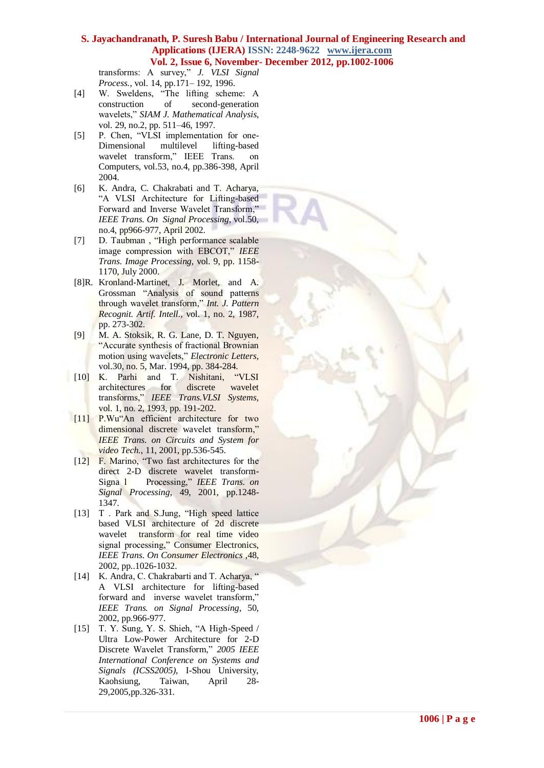transforms: A survey," *J. VLSI Signal Process.*, vol. 14, pp.171– 192, 1996.

[4] W. Sweldens, "The lifting scheme: A construction of second-generation wavelets," *SIAM J. Mathematical Analysis*, vol. 29, no.2, pp. 511–46, 1997.

[5] P. Chen, "VLSI implementation for one-Dimensional multilevel lifting-based wavelet transform," IEEE Trans. on Computers, vol.53, no.4, pp.386-398, April 2004.

[6] K. Andra, C. Chakrabati and T. Acharya, "A VLSI Architecture for Lifting-based Forward and Inverse Wavelet Transform," *IEEE Trans. On Signal Processing*, vol.50, no.4, pp966-977, April 2002.

[7] D. Taubman , "High performance scalable image compression with EBCOT," *IEEE Trans. Image Processing*, vol. 9, pp. 1158-1170, July 2000.

[8] R. Kronland-Martinet, J. Morlet, and A. Grossman "Analysis of sound patterns through wavelet transform," *Int. J. Pattern Recognit. Artif. Intell.*, vol. 1, no. 2, 1987, pp. 273-302.

[9] M. A. Stoksik, R. G. Lane, D. T. Nguyen, "Accurate synthesis of fractional Brownian motion using wavelets," *Electronic Letters*, vol.30, no. 5, Mar. 1994, pp. 384-284.

[10] K. Parhi and T. Nishitani, "VLSI architectures for discrete wavelet transforms," *IEEE Trans.VLSI Systems*, vol. 1, no. 2, 1993, pp. 191-202.

[11] P.Wu"An efficient architecture for two dimensional discrete wavelet transform," *IEEE Trans. on Circuits and System for video Tech.*, 11, 2001, pp.536-545.

[12] F. Marino, "Two fast architectures for the direct 2-D discrete wavelet transform-Signa l Processing," *IEEE Trans. on Signal Processing*, 49, 2001, pp.1248-1347.

[13] T . Park and S.Jung, "High speed lattice based VLSI architecture of 2d discrete wavelet transform for real time video signal processing," Consumer Electronics, *IEEE Trans. On Consumer Electronics* ,48, 2002, pp..1026-1032.

[14] K. Andra, C. Chakrabarti and T. Acharya, " A VLSI architecture for lifting-based forward and inverse wavelet transform," *IEEE Trans. on Signal Processing*, 50, 2002, pp.966-977.

[15] T. Y. Sung, Y. S. Shieh, "A High-Speed / Ultra Low-Power Architecture for 2-D Discrete Wavelet Transform," *2005 IEEE International Conference on Systems and Signals (ICSS2005)*, I-Shou University, Kaohsiung, Taiwan, April 28-29,2005,pp.326-331.